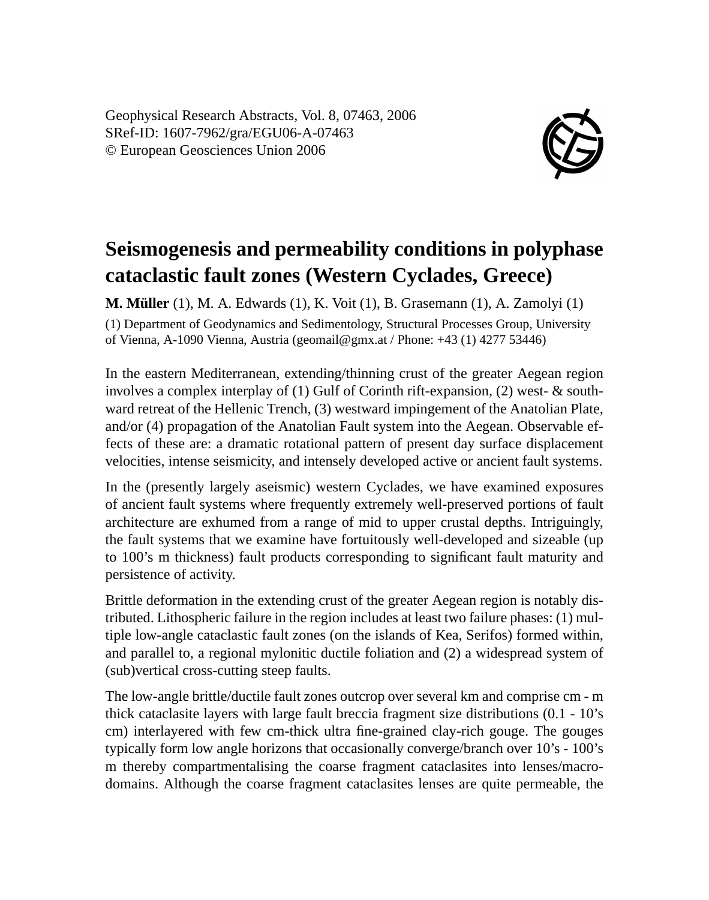Geophysical Research Abstracts, Vol. 8, 07463, 2006
SRef-ID: 1607-7962/gra/EGU06-A-07463
© European Geosciences Union 2006

# Seismogenesis and permeability conditions in polyphase cataclastic fault zones (Western Cyclades, Greece)

**M. Müller** (1), M. A. Edwards (1), K. Voit (1), B. Grasemann (1), A. Zamolyi (1)

(1) Department of Geodynamics and Sedimentology, Structural Processes Group, University of Vienna, A-1090 Vienna, Austria (geomail@gmx.at / Phone: +43 (1) 4277 53446)

In the eastern Mediterranean, extending/thinning crust of the greater Aegean region involves a complex interplay of (1) Gulf of Corinth rift-expansion, (2) west- & southward retreat of the Hellenic Trench, (3) westward impingement of the Anatolian Plate, and/or (4) propagation of the Anatolian Fault system into the Aegean. Observable effects of these are: a dramatic rotational pattern of present day surface displacement velocities, intense seismicity, and intensely developed active or ancient fault systems.

In the (presently largely aseismic) western Cyclades, we have examined exposures of ancient fault systems where frequently extremely well-preserved portions of fault architecture are exhumed from a range of mid to upper crustal depths. Intriguingly, the fault systems that we examine have fortuitously well-developed and sizeable (up to 100's m thickness) fault products corresponding to significant fault maturity and persistence of activity.

Brittle deformation in the extending crust of the greater Aegean region is notably distributed. Lithospheric failure in the region includes at least two failure phases: (1) multiple low-angle cataclastic fault zones (on the islands of Kea, Serifos) formed within, and parallel to, a regional mylonitic ductile foliation and (2) a widespread system of (sub)vertical cross-cutting steep faults.

The low-angle brittle/ductile fault zones outcrop over several km and comprise cm - m thick cataclasite layers with large fault breccia fragment size distributions (0.1 - 10's cm) interlayered with few cm-thick ultra fine-grained clay-rich gouge. The gouges typically form low angle horizons that occasionally converge/branch over 10's - 100's m thereby compartmentalising the coarse fragment cataclasites into lenses/macro-domains. Although the coarse fragment cataclasites lenses are quite permeable, the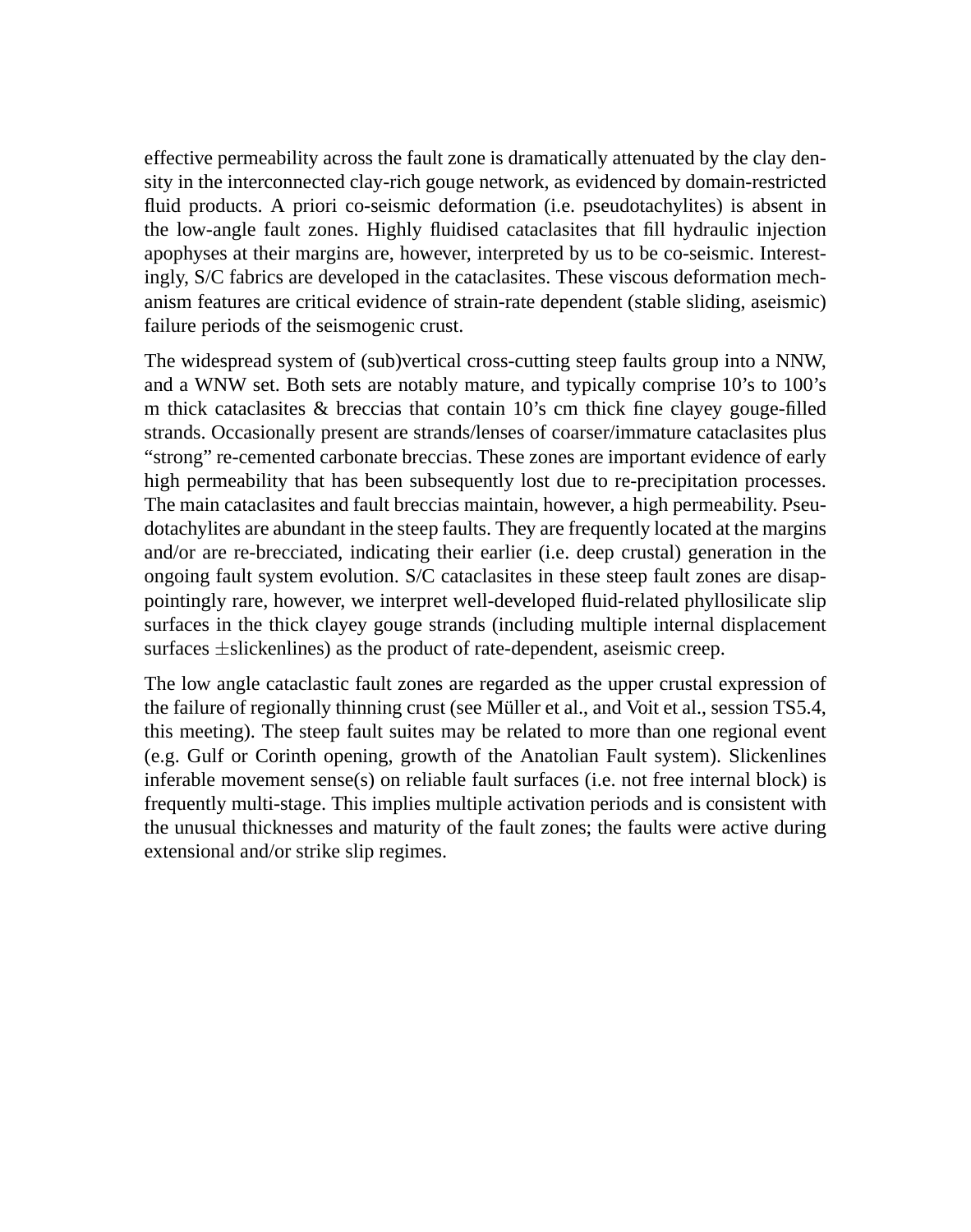effective permeability across the fault zone is dramatically attenuated by the clay density in the interconnected clay-rich gouge network, as evidenced by domain-restricted fluid products. A priori co-seismic deformation (i.e. pseudotachylites) is absent in the low-angle fault zones. Highly fluidised cataclasites that fill hydraulic injection apophyses at their margins are, however, interpreted by us to be co-seismic. Interestingly, S/C fabrics are developed in the cataclasites. These viscous deformation mechanism features are critical evidence of strain-rate dependent (stable sliding, aseismic) failure periods of the seismogenic crust.

The widespread system of (sub)vertical cross-cutting steep faults group into a NNW, and a WNW set. Both sets are notably mature, and typically comprise 10's to 100's m thick cataclasites & breccias that contain 10's cm thick fine clayey gouge-filled strands. Occasionally present are strands/lenses of coarser/immature cataclasites plus "strong" re-cemented carbonate breccias. These zones are important evidence of early high permeability that has been subsequently lost due to re-precipitation processes. The main cataclasites and fault breccias maintain, however, a high permeability. Pseudotachylites are abundant in the steep faults. They are frequently located at the margins and/or are re-brecciated, indicating their earlier (i.e. deep crustal) generation in the ongoing fault system evolution. S/C cataclasites in these steep fault zones are disappointingly rare, however, we interpret well-developed fluid-related phyllosilicate slip surfaces in the thick clayey gouge strands (including multiple internal displacement surfaces $\pm$slickenlines) as the product of rate-dependent, aseismic creep.

The low angle cataclastic fault zones are regarded as the upper crustal expression of the failure of regionally thinning crust (see Müller et al., and Voit et al., session TS5.4, this meeting). The steep fault suites may be related to more than one regional event (e.g. Gulf or Corinth opening, growth of the Anatolian Fault system). Slickenlines inferable movement sense(s) on reliable fault surfaces (i.e. not free internal block) is frequently multi-stage. This implies multiple activation periods and is consistent with the unusual thicknesses and maturity of the fault zones; the faults were active during extensional and/or strike slip regimes.